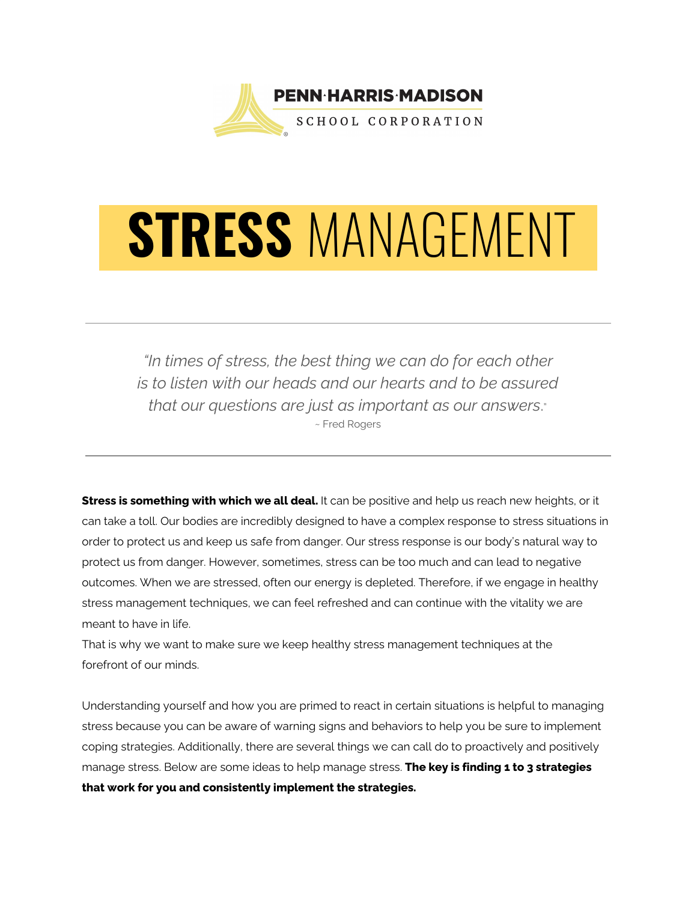PENN·HARRIS·MADISON
SCHOOL CORPORATION

# STRESS MANAGEMENT

---

*"In times of stress, the best thing we can do for each other is to listen with our heads and our hearts and to be assured that our questions are just as important as our answers."*
~ Fred Rogers

---

**Stress is something with which we all deal.** It can be positive and help us reach new heights, or it can take a toll. Our bodies are incredibly designed to have a complex response to stress situations in order to protect us and keep us safe from danger. Our stress response is our body's natural way to protect us from danger. However, sometimes, stress can be too much and can lead to negative outcomes. When we are stressed, often our energy is depleted. Therefore, if we engage in healthy stress management techniques, we can feel refreshed and can continue with the vitality we are meant to have in life.
That is why we want to make sure we keep healthy stress management techniques at the forefront of our minds.

Understanding yourself and how you are primed to react in certain situations is helpful to managing stress because you can be aware of warning signs and behaviors to help you be sure to implement coping strategies. Additionally, there are several things we can call do to proactively and positively manage stress. Below are some ideas to help manage stress. **The key is finding 1 to 3 strategies that work for you and consistently implement the strategies.**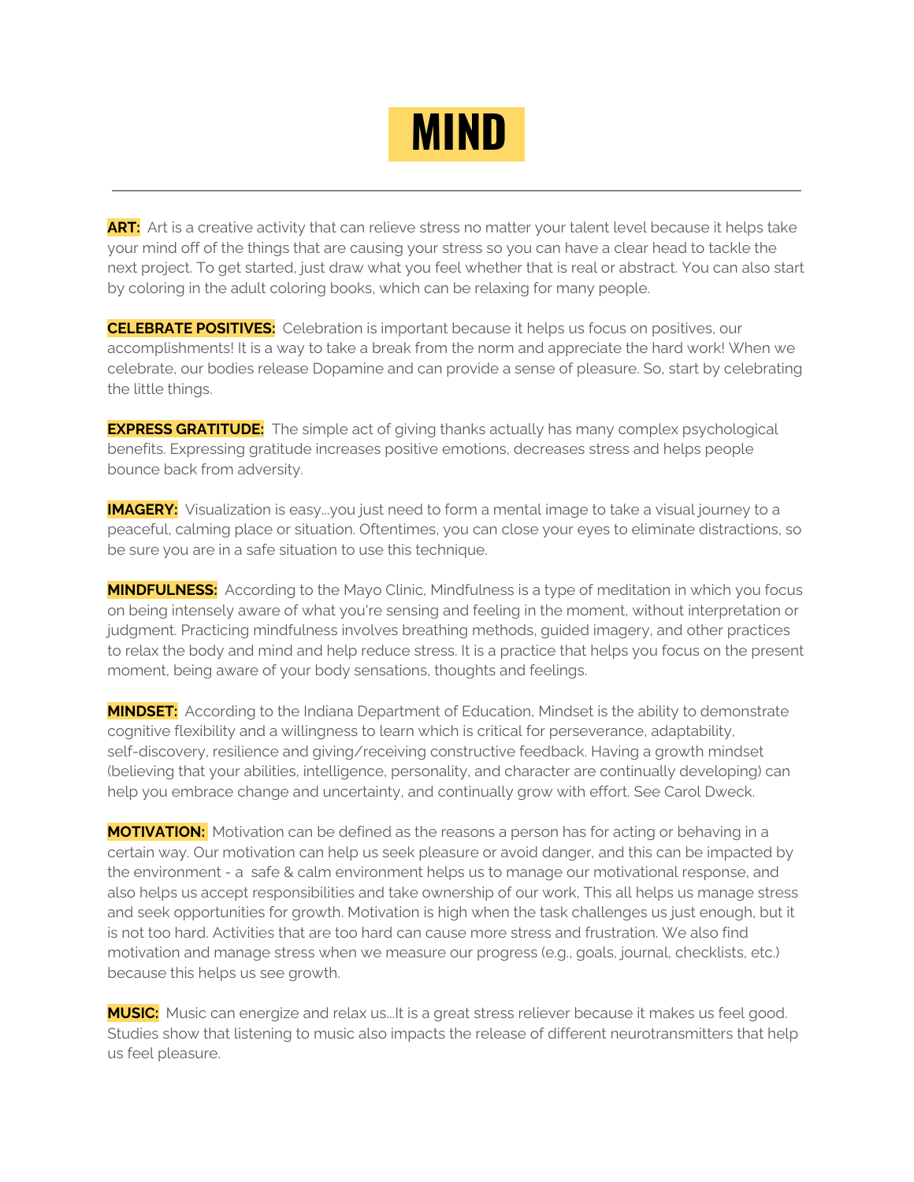# MIND

---

**ART:** Art is a creative activity that can relieve stress no matter your talent level because it helps take your mind off of the things that are causing your stress so you can have a clear head to tackle the next project. To get started, just draw what you feel whether that is real or abstract. You can also start by coloring in the adult coloring books, which can be relaxing for many people.

**CELEBRATE POSITIVES:** Celebration is important because it helps us focus on positives, our accomplishments! It is a way to take a break from the norm and appreciate the hard work! When we celebrate, our bodies release Dopamine and can provide a sense of pleasure. So, start by celebrating the little things.

**EXPRESS GRATITUDE:** The simple act of giving thanks actually has many complex psychological benefits. Expressing gratitude increases positive emotions, decreases stress and helps people bounce back from adversity.

**IMAGERY:** Visualization is easy...you just need to form a mental image to take a visual journey to a peaceful, calming place or situation. Oftentimes, you can close your eyes to eliminate distractions, so be sure you are in a safe situation to use this technique.

**MINDFULNESS:** According to the Mayo Clinic, Mindfulness is a type of meditation in which you focus on being intensely aware of what you're sensing and feeling in the moment, without interpretation or judgment. Practicing mindfulness involves breathing methods, guided imagery, and other practices to relax the body and mind and help reduce stress. It is a practice that helps you focus on the present moment, being aware of your body sensations, thoughts and feelings.

**MINDSET:** According to the Indiana Department of Education, Mindset is the ability to demonstrate cognitive flexibility and a willingness to learn which is critical for perseverance, adaptability, self-discovery, resilience and giving/receiving constructive feedback. Having a growth mindset (believing that your abilities, intelligence, personality, and character are continually developing) can help you embrace change and uncertainty, and continually grow with effort. See Carol Dweck.

**MOTIVATION:** Motivation can be defined as the reasons a person has for acting or behaving in a certain way. Our motivation can help us seek pleasure or avoid danger, and this can be impacted by the environment - a safe & calm environment helps us to manage our motivational response, and also helps us accept responsibilities and take ownership of our work, This all helps us manage stress and seek opportunities for growth. Motivation is high when the task challenges us just enough, but it is not too hard. Activities that are too hard can cause more stress and frustration. We also find motivation and manage stress when we measure our progress (e.g., goals, journal, checklists, etc.) because this helps us see growth.

**MUSIC:** Music can energize and relax us...It is a great stress reliever because it makes us feel good. Studies show that listening to music also impacts the release of different neurotransmitters that help us feel pleasure.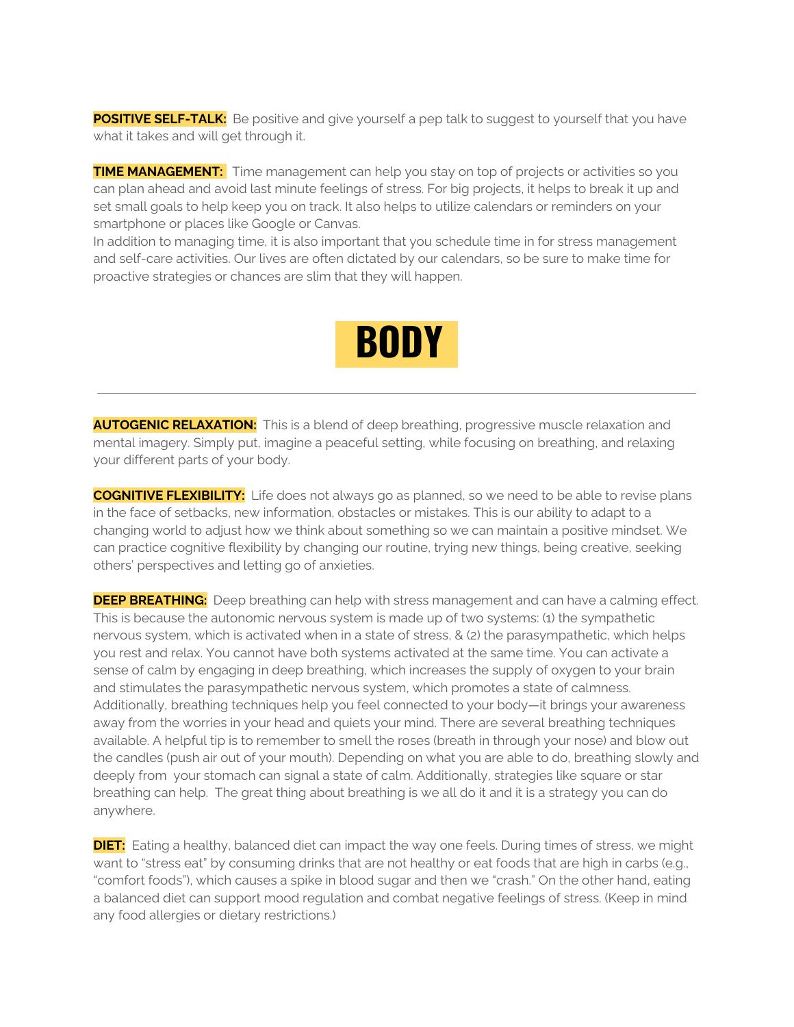**POSITIVE SELF-TALK:** Be positive and give yourself a pep talk to suggest to yourself that you have what it takes and will get through it.

**TIME MANAGEMENT:** Time management can help you stay on top of projects or activities so you can plan ahead and avoid last minute feelings of stress. For big projects, it helps to break it up and set small goals to help keep you on track. It also helps to utilize calendars or reminders on your smartphone or places like Google or Canvas.
In addition to managing time, it is also important that you schedule time in for stress management and self-care activities. Our lives are often dictated by our calendars, so be sure to make time for proactive strategies or chances are slim that they will happen.

# BODY

---

**AUTOGENIC RELAXATION:** This is a blend of deep breathing, progressive muscle relaxation and mental imagery. Simply put, imagine a peaceful setting, while focusing on breathing, and relaxing your different parts of your body.

**COGNITIVE FLEXIBILITY:** Life does not always go as planned, so we need to be able to revise plans in the face of setbacks, new information, obstacles or mistakes. This is our ability to adapt to a changing world to adjust how we think about something so we can maintain a positive mindset. We can practice cognitive flexibility by changing our routine, trying new things, being creative, seeking others' perspectives and letting go of anxieties.

**DEEP BREATHING:** Deep breathing can help with stress management and can have a calming effect. This is because the autonomic nervous system is made up of two systems: (1) the sympathetic nervous system, which is activated when in a state of stress, & (2) the parasympathetic, which helps you rest and relax. You cannot have both systems activated at the same time. You can activate a sense of calm by engaging in deep breathing, which increases the supply of oxygen to your brain and stimulates the parasympathetic nervous system, which promotes a state of calmness. Additionally, breathing techniques help you feel connected to your body—it brings your awareness away from the worries in your head and quiets your mind. There are several breathing techniques available. A helpful tip is to remember to smell the roses (breath in through your nose) and blow out the candles (push air out of your mouth). Depending on what you are able to do, breathing slowly and deeply from your stomach can signal a state of calm. Additionally, strategies like square or star breathing can help. The great thing about breathing is we all do it and it is a strategy you can do anywhere.

**DIET:** Eating a healthy, balanced diet can impact the way one feels. During times of stress, we might want to "stress eat" by consuming drinks that are not healthy or eat foods that are high in carbs (e.g., "comfort foods"), which causes a spike in blood sugar and then we "crash." On the other hand, eating a balanced diet can support mood regulation and combat negative feelings of stress. (Keep in mind any food allergies or dietary restrictions.)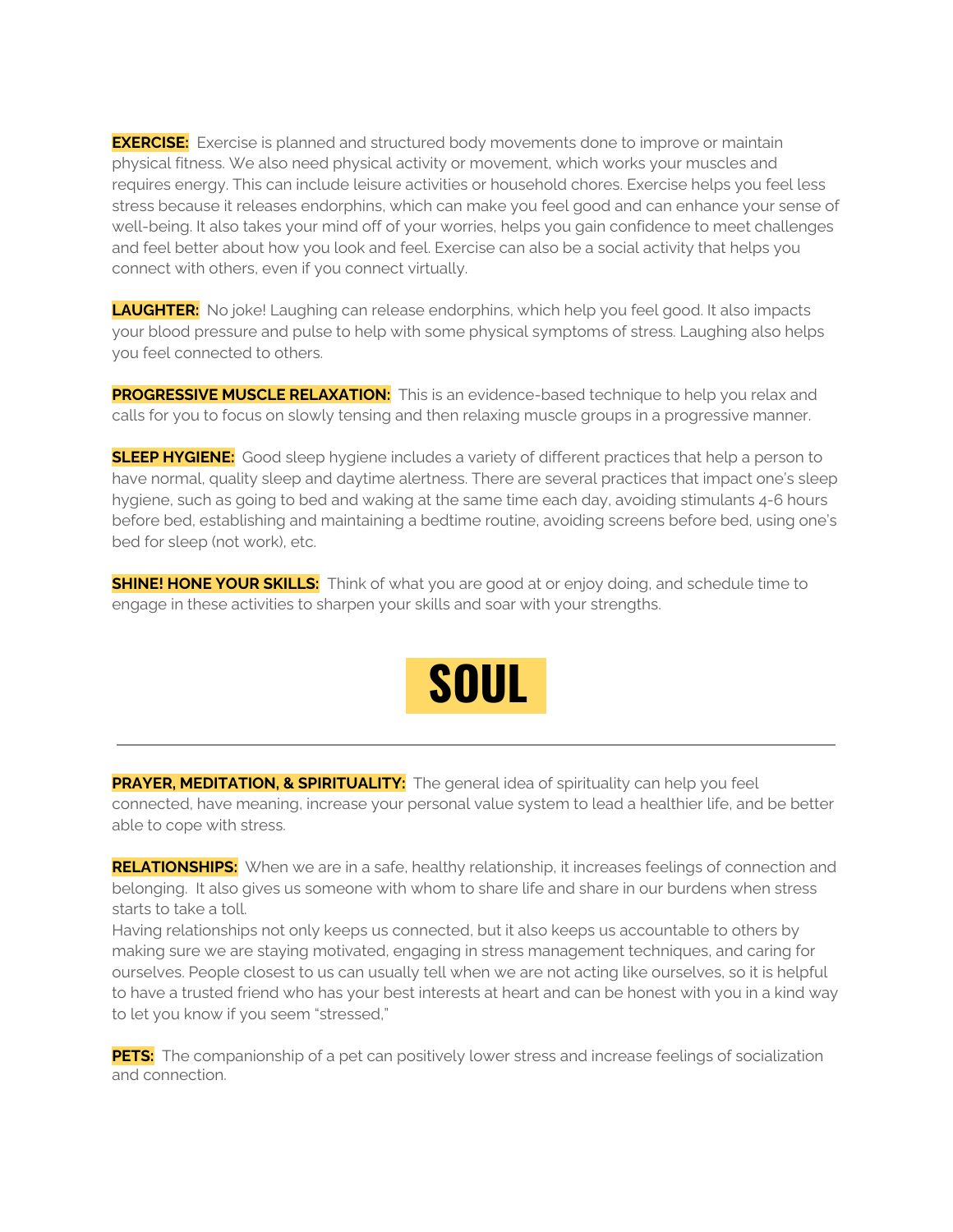**EXERCISE:** Exercise is planned and structured body movements done to improve or maintain physical fitness. We also need physical activity or movement, which works your muscles and requires energy. This can include leisure activities or household chores. Exercise helps you feel less stress because it releases endorphins, which can make you feel good and can enhance your sense of well-being. It also takes your mind off of your worries, helps you gain confidence to meet challenges and feel better about how you look and feel. Exercise can also be a social activity that helps you connect with others, even if you connect virtually.

**LAUGHTER:** No joke! Laughing can release endorphins, which help you feel good. It also impacts your blood pressure and pulse to help with some physical symptoms of stress. Laughing also helps you feel connected to others.

**PROGRESSIVE MUSCLE RELAXATION:** This is an evidence-based technique to help you relax and calls for you to focus on slowly tensing and then relaxing muscle groups in a progressive manner.

**SLEEP HYGIENE:** Good sleep hygiene includes a variety of different practices that help a person to have normal, quality sleep and daytime alertness. There are several practices that impact one's sleep hygiene, such as going to bed and waking at the same time each day, avoiding stimulants 4-6 hours before bed, establishing and maintaining a bedtime routine, avoiding screens before bed, using one's bed for sleep (not work), etc.

**SHINE! HONE YOUR SKILLS:** Think of what you are good at or enjoy doing, and schedule time to engage in these activities to sharpen your skills and soar with your strengths.

## SOUL

---

**PRAYER, MEDITATION, & SPIRITUALITY:** The general idea of spirituality can help you feel connected, have meaning, increase your personal value system to lead a healthier life, and be better able to cope with stress.

**RELATIONSHIPS:** When we are in a safe, healthy relationship, it increases feelings of connection and belonging. It also gives us someone with whom to share life and share in our burdens when stress starts to take a toll.
Having relationships not only keeps us connected, but it also keeps us accountable to others by making sure we are staying motivated, engaging in stress management techniques, and caring for ourselves. People closest to us can usually tell when we are not acting like ourselves, so it is helpful to have a trusted friend who has your best interests at heart and can be honest with you in a kind way to let you know if you seem "stressed,"

**PETS:** The companionship of a pet can positively lower stress and increase feelings of socialization and connection.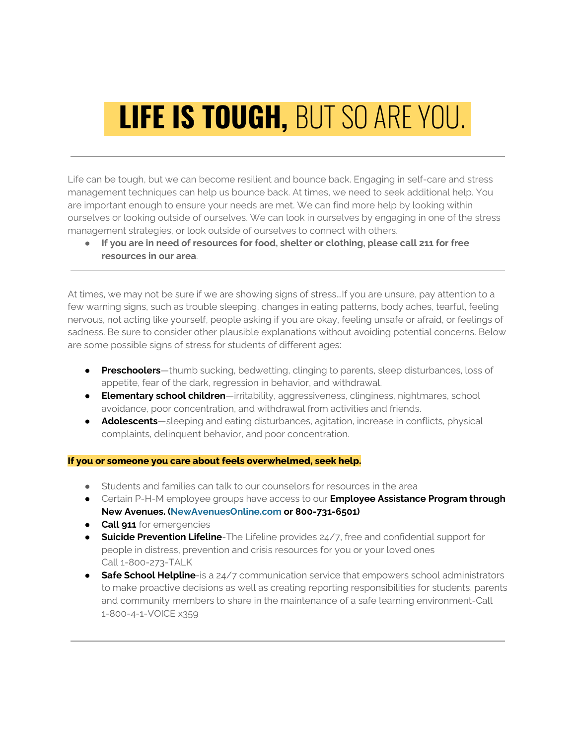# **LIFE IS TOUGH,** BUT SO ARE YOU.

---

Life can be tough, but we can become resilient and bounce back. Engaging in self-care and stress management techniques can help us bounce back. At times, we need to seek additional help. You are important enough to ensure your needs are met. We can find more help by looking within ourselves or looking outside of ourselves. We can look in ourselves by engaging in one of the stress management strategies, or look outside of ourselves to connect with others.

- **If you are in need of resources for food, shelter or clothing, please call 211 for free resources in our area**.

---

At times, we may not be sure if we are showing signs of stress...If you are unsure, pay attention to a few warning signs, such as trouble sleeping, changes in eating patterns, body aches, tearful, feeling nervous, not acting like yourself, people asking if you are okay, feeling unsafe or afraid, or feelings of sadness. Be sure to consider other plausible explanations without avoiding potential concerns. Below are some possible signs of stress for students of different ages:

- **Preschoolers**—thumb sucking, bedwetting, clinging to parents, sleep disturbances, loss of appetite, fear of the dark, regression in behavior, and withdrawal.
- **Elementary school children**—irritability, aggressiveness, clinginess, nightmares, school avoidance, poor concentration, and withdrawal from activities and friends.
- **Adolescents**—sleeping and eating disturbances, agitation, increase in conflicts, physical complaints, delinquent behavior, and poor concentration.

**If you or someone you care about feels overwhelmed, seek help.**

- Students and families can talk to our counselors for resources in the area
- Certain P-H-M employee groups have access to our **Employee Assistance Program through New Avenues. ([NewAvenuesOnline.com](NewAvenuesOnline.com) or 800-731-6501)**
- **Call 911** for emergencies
- **Suicide Prevention Lifeline**-The Lifeline provides 24/7, free and confidential support for people in distress, prevention and crisis resources for you or your loved ones Call 1-800-273-TALK
- **Safe School Helpline**-is a 24/7 communication service that empowers school administrators to make proactive decisions as well as creating reporting responsibilities for students, parents and community members to share in the maintenance of a safe learning environment-Call 1-800-4-1-VOICE x359

---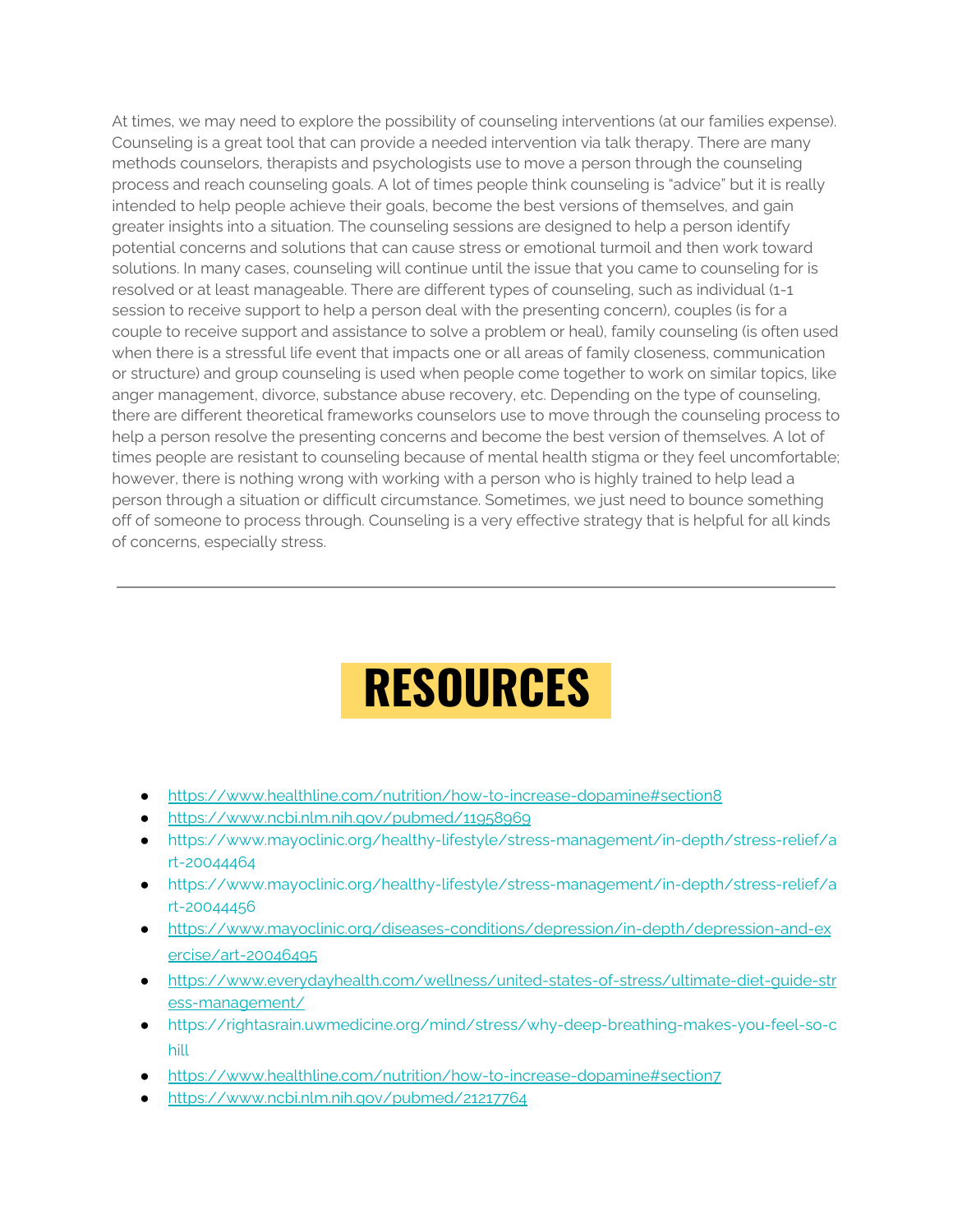At times, we may need to explore the possibility of counseling interventions (at our families expense). Counseling is a great tool that can provide a needed intervention via talk therapy. There are many methods counselors, therapists and psychologists use to move a person through the counseling process and reach counseling goals. A lot of times people think counseling is "advice" but it is really intended to help people achieve their goals, become the best versions of themselves, and gain greater insights into a situation. The counseling sessions are designed to help a person identify potential concerns and solutions that can cause stress or emotional turmoil and then work toward solutions. In many cases, counseling will continue until the issue that you came to counseling for is resolved or at least manageable. There are different types of counseling, such as individual (1-1 session to receive support to help a person deal with the presenting concern), couples (is for a couple to receive support and assistance to solve a problem or heal), family counseling (is often used when there is a stressful life event that impacts one or all areas of family closeness, communication or structure) and group counseling is used when people come together to work on similar topics, like anger management, divorce, substance abuse recovery, etc. Depending on the type of counseling, there are different theoretical frameworks counselors use to move through the counseling process to help a person resolve the presenting concerns and become the best version of themselves. A lot of times people are resistant to counseling because of mental health stigma or they feel uncomfortable; however, there is nothing wrong with working with a person who is highly trained to help lead a person through a situation or difficult circumstance. Sometimes, we just need to bounce something off of someone to process through. Counseling is a very effective strategy that is helpful for all kinds of concerns, especially stress.

---

# RESOURCES

- https://www.healthline.com/nutrition/how-to-increase-dopamine#section8
- https://www.ncbi.nlm.nih.gov/pubmed/11958969
- https://www.mayoclinic.org/healthy-lifestyle/stress-management/in-depth/stress-relief/art-20044464
- https://www.mayoclinic.org/healthy-lifestyle/stress-management/in-depth/stress-relief/art-20044456
- https://www.mayoclinic.org/diseases-conditions/depression/in-depth/depression-and-exercise/art-20046495
- https://www.everydayhealth.com/wellness/united-states-of-stress/ultimate-diet-guide-stress-management/
- https://rightasrain.uwmedicine.org/mind/stress/why-deep-breathing-makes-you-feel-so-chill
- https://www.healthline.com/nutrition/how-to-increase-dopamine#section7
- https://www.ncbi.nlm.nih.gov/pubmed/21217764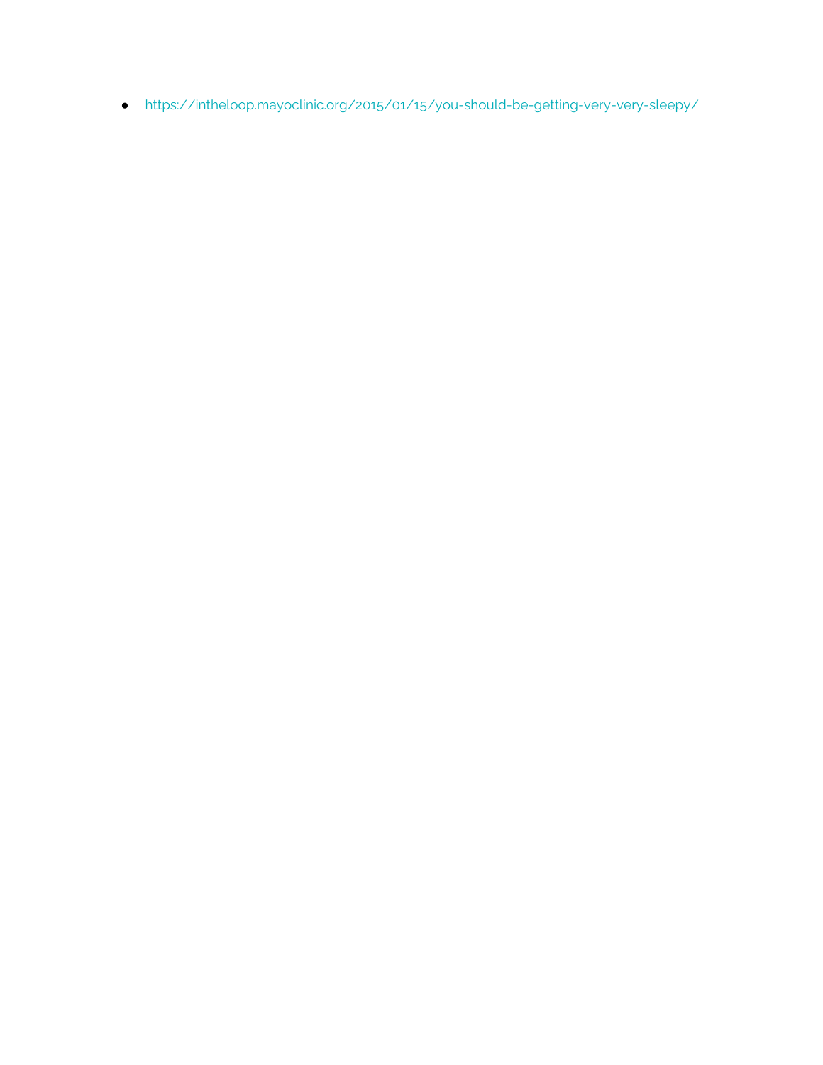- https://intheloop.mayoclinic.org/2015/01/15/you-should-be-getting-very-very-sleepy/